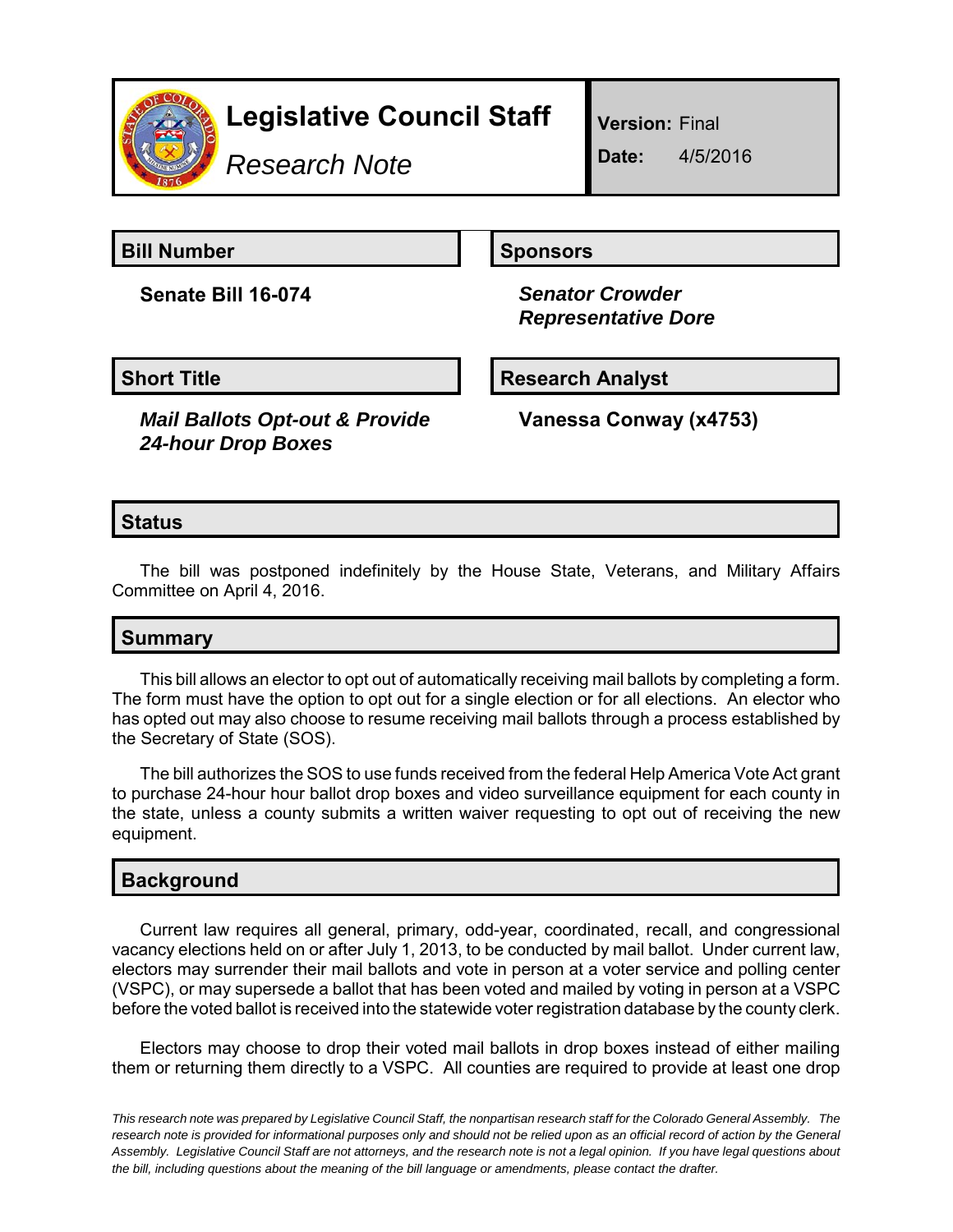# Legislative Council Staff

*Research Note*

**Version:** Final

**Date:** 4/5/2016

| **Bill Number** | **Sponsors** |
| --- | --- |
| **Senate Bill 16-074** | ***Senator Crowder*** <br> ***Representative Dore*** |

| **Short Title** | **Research Analyst** |
| --- | --- |
| ***Mail Ballots Opt-out & Provide 24-hour Drop Boxes*** | **Vanessa Conway (x4753)** |

## Status

The bill was postponed indefinitely by the House State, Veterans, and Military Affairs Committee on April 4, 2016.

## Summary

This bill allows an elector to opt out of automatically receiving mail ballots by completing a form. The form must have the option to opt out for a single election or for all elections. An elector who has opted out may also choose to resume receiving mail ballots through a process established by the Secretary of State (SOS).

The bill authorizes the SOS to use funds received from the federal Help America Vote Act grant to purchase 24-hour hour ballot drop boxes and video surveillance equipment for each county in the state, unless a county submits a written waiver requesting to opt out of receiving the new equipment.

## Background

Current law requires all general, primary, odd-year, coordinated, recall, and congressional vacancy elections held on or after July 1, 2013, to be conducted by mail ballot. Under current law, electors may surrender their mail ballots and vote in person at a voter service and polling center (VSPC), or may supersede a ballot that has been voted and mailed by voting in person at a VSPC before the voted ballot is received into the statewide voter registration database by the county clerk.

Electors may choose to drop their voted mail ballots in drop boxes instead of either mailing them or returning them directly to a VSPC. All counties are required to provide at least one drop

*This research note was prepared by Legislative Council Staff, the nonpartisan research staff for the Colorado General Assembly. The research note is provided for informational purposes only and should not be relied upon as an official record of action by the General Assembly. Legislative Council Staff are not attorneys, and the research note is not a legal opinion. If you have legal questions about the bill, including questions about the meaning of the bill language or amendments, please contact the drafter.*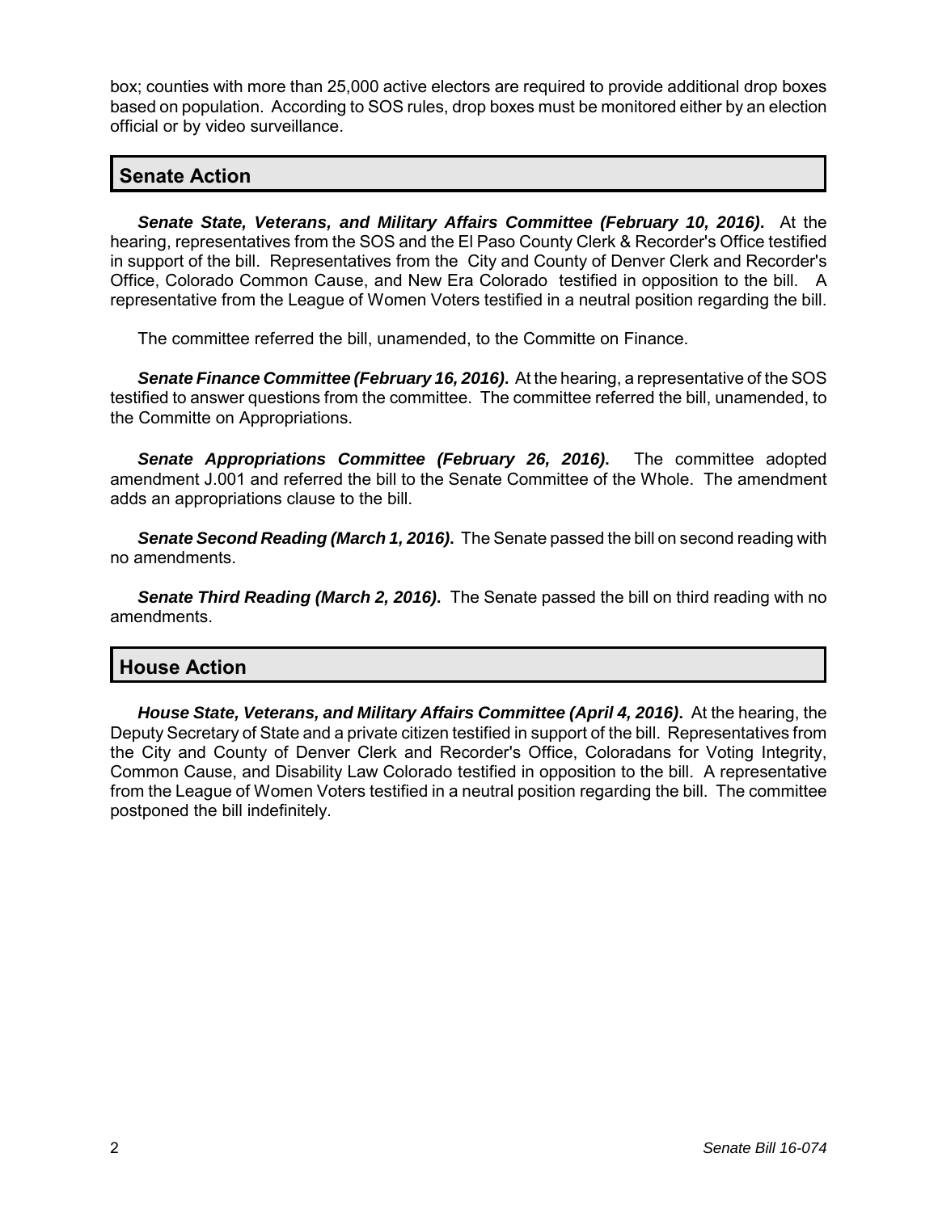box; counties with more than 25,000 active electors are required to provide additional drop boxes based on population. According to SOS rules, drop boxes must be monitored either by an election official or by video surveillance.

## Senate Action

***Senate State, Veterans, and Military Affairs Committee (February 10, 2016).*** At the hearing, representatives from the SOS and the El Paso County Clerk & Recorder's Office testified in support of the bill. Representatives from the City and County of Denver Clerk and Recorder's Office, Colorado Common Cause, and New Era Colorado testified in opposition to the bill. A representative from the League of Women Voters testified in a neutral position regarding the bill.

The committee referred the bill, unamended, to the Committe on Finance.

***Senate Finance Committee (February 16, 2016).*** At the hearing, a representative of the SOS testified to answer questions from the committee. The committee referred the bill, unamended, to the Committe on Appropriations.

***Senate Appropriations Committee (February 26, 2016).*** The committee adopted amendment J.001 and referred the bill to the Senate Committee of the Whole. The amendment adds an appropriations clause to the bill.

***Senate Second Reading (March 1, 2016).*** The Senate passed the bill on second reading with no amendments.

***Senate Third Reading (March 2, 2016).*** The Senate passed the bill on third reading with no amendments.

## House Action

***House State, Veterans, and Military Affairs Committee (April 4, 2016).*** At the hearing, the Deputy Secretary of State and a private citizen testified in support of the bill. Representatives from the City and County of Denver Clerk and Recorder's Office, Coloradans for Voting Integrity, Common Cause, and Disability Law Colorado testified in opposition to the bill. A representative from the League of Women Voters testified in a neutral position regarding the bill. The committee postponed the bill indefinitely.